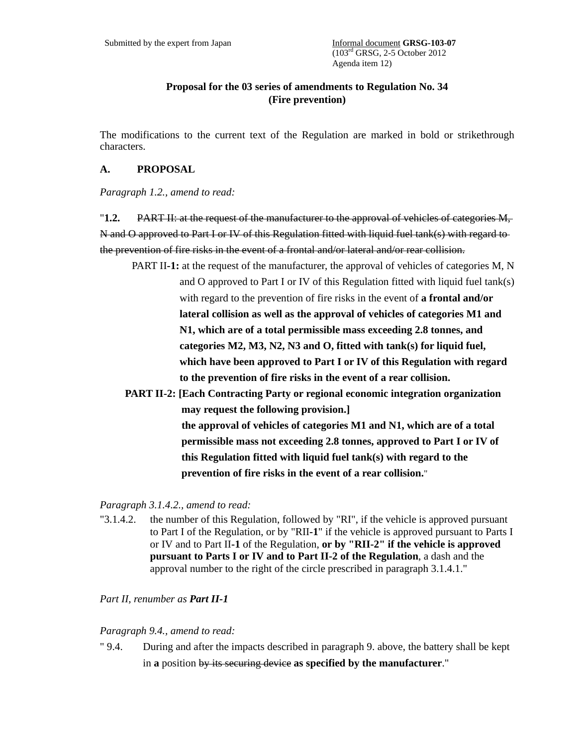Submitted by the expert from Japan

Informal document **GRSG-103-07**
(103rd GRSG, 2-5 October 2012
Agenda item 12)

**Proposal for the 03 series of amendments to Regulation No. 34 (Fire prevention)**

The modifications to the current text of the Regulation are marked in bold or strikethrough characters.

## A. PROPOSAL

*Paragraph 1.2., amend to read:*

"**1.2.** ~~PART II: at the request of the manufacturer to the approval of vehicles of categories M, N and O approved to Part I or IV of this Regulation fitted with liquid fuel tank(s) with regard to the prevention of fire risks in the event of a frontal and/or lateral and/or rear collision.~~

PART II-**1:** at the request of the manufacturer, the approval of vehicles of categories M, N and O approved to Part I or IV of this Regulation fitted with liquid fuel tank(s) with regard to the prevention of fire risks in the event of **a frontal and/or lateral collision as well as the approval of vehicles of categories M1 and N1, which are of a total permissible mass exceeding 2.8 tonnes, and categories M2, M3, N2, N3 and O, fitted with tank(s) for liquid fuel, which have been approved to Part I or IV of this Regulation with regard to the prevention of fire risks in the event of a rear collision.**

**PART II-2: [Each Contracting Party or regional economic integration organization may request the following provision.] the approval of vehicles of categories M1 and N1, which are of a total permissible mass not exceeding 2.8 tonnes, approved to Part I or IV of this Regulation fitted with liquid fuel tank(s) with regard to the prevention of fire risks in the event of a rear collision.**"

*Paragraph 3.1.4.2., amend to read:*

"3.1.4.2. the number of this Regulation, followed by "RI", if the vehicle is approved pursuant to Part I of the Regulation, or by "RII-**1**" if the vehicle is approved pursuant to Parts I or IV and to Part II-**1** of the Regulation, **or by "RII-2" if the vehicle is approved pursuant to Parts I or IV and to Part II-2 of the Regulation**, a dash and the approval number to the right of the circle prescribed in paragraph 3.1.4.1."

*Part II, renumber as **Part II-1***

*Paragraph 9.4., amend to read:*

" 9.4. During and after the impacts described in paragraph 9. above, the battery shall be kept in **a** position ~~by its securing device~~ **as specified by the manufacturer**."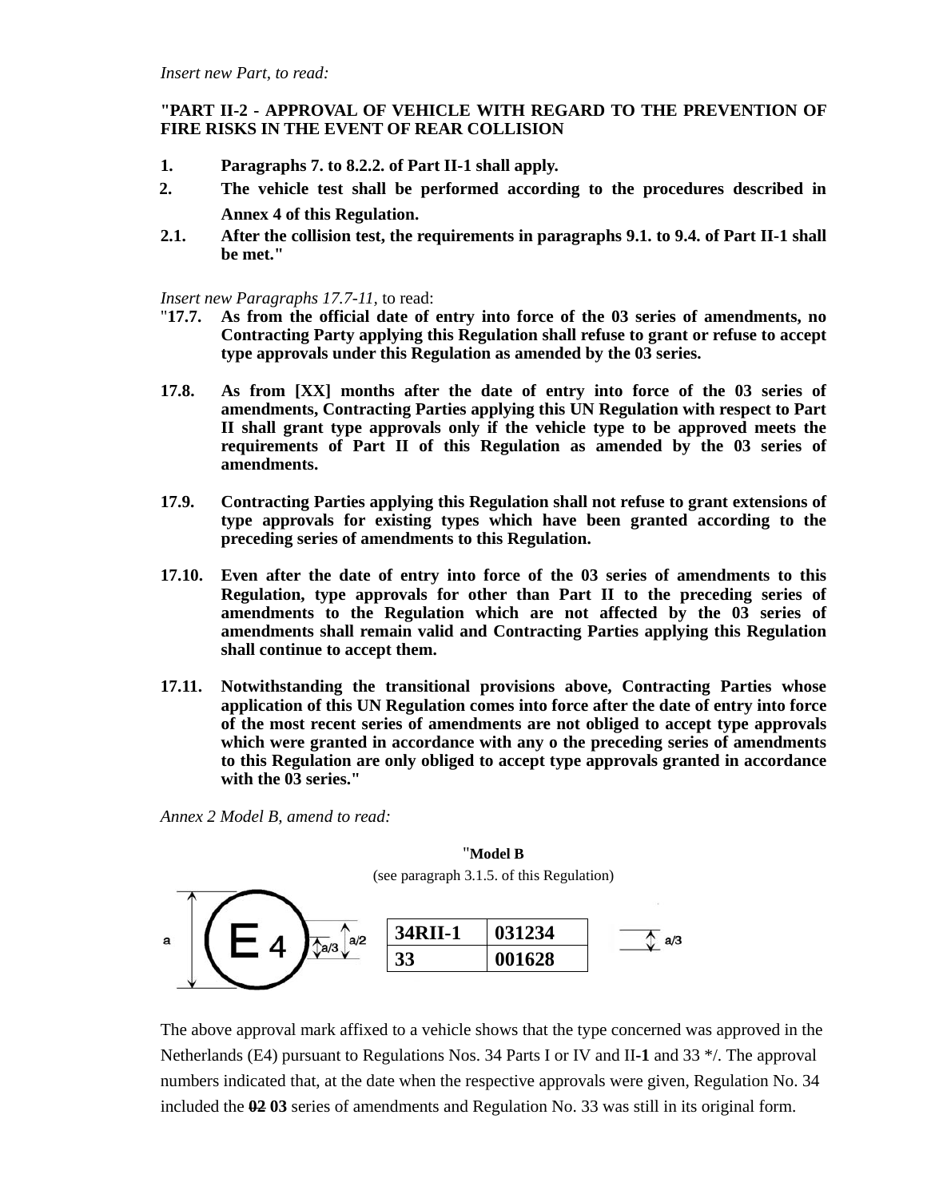*Insert new Part, to read:*

**"PART II-2 - APPROVAL OF VEHICLE WITH REGARD TO THE PREVENTION OF FIRE RISKS IN THE EVENT OF REAR COLLISION**

**1. Paragraphs 7. to 8.2.2. of Part II-1 shall apply.**

**2. The vehicle test shall be performed according to the procedures described in Annex 4 of this Regulation.**

**2.1. After the collision test, the requirements in paragraphs 9.1. to 9.4. of Part II-1 shall be met."**

*Insert new Paragraphs 17.7-11,* to read:

"**17.7. As from the official date of entry into force of the 03 series of amendments, no Contracting Party applying this Regulation shall refuse to grant or refuse to accept type approvals under this Regulation as amended by the 03 series.**

**17.8. As from [XX] months after the date of entry into force of the 03 series of amendments, Contracting Parties applying this UN Regulation with respect to Part II shall grant type approvals only if the vehicle type to be approved meets the requirements of Part II of this Regulation as amended by the 03 series of amendments.**

**17.9. Contracting Parties applying this Regulation shall not refuse to grant extensions of type approvals for existing types which have been granted according to the preceding series of amendments to this Regulation.**

**17.10. Even after the date of entry into force of the 03 series of amendments to this Regulation, type approvals for other than Part II to the preceding series of amendments to the Regulation which are not affected by the 03 series of amendments shall remain valid and Contracting Parties applying this Regulation shall continue to accept them.**

**17.11. Notwithstanding the transitional provisions above, Contracting Parties whose application of this UN Regulation comes into force after the date of entry into force of the most recent series of amendments are not obliged to accept type approvals which were granted in accordance with any o the preceding series of amendments to this Regulation are only obliged to accept type approvals granted in accordance with the 03 series."**

*Annex 2 Model B, amend to read:*

"**Model B**

(see paragraph 3.1.5. of this Regulation)

E 4 — a, a/2, a/3

| 34RII-1 | 031234 |
|---|---|
| 33 | 001628 |

a/3

The above approval mark affixed to a vehicle shows that the type concerned was approved in the Netherlands (E4) pursuant to Regulations Nos. 34 Parts I or IV and II-**1** and 33 */. The approval numbers indicated that, at the date when the respective approvals were given, Regulation No. 34 included the ~~02~~ **03** series of amendments and Regulation No. 33 was still in its original form.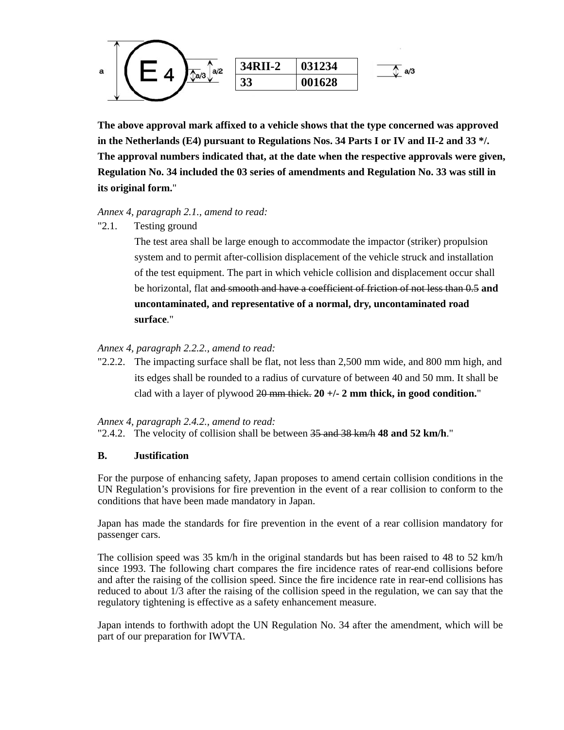| 34RII-2 | 031234 |
|---|---|
| 33 | 001628 |

**The above approval mark affixed to a vehicle shows that the type concerned was approved in the Netherlands (E4) pursuant to Regulations Nos. 34 Parts I or IV and II-2 and 33 */. The approval numbers indicated that, at the date when the respective approvals were given, Regulation No. 34 included the 03 series of amendments and Regulation No. 33 was still in its original form.**"

*Annex 4, paragraph 2.1., amend to read:*

"2.1. Testing ground

The test area shall be large enough to accommodate the impactor (striker) propulsion system and to permit after-collision displacement of the vehicle struck and installation of the test equipment. The part in which vehicle collision and displacement occur shall be horizontal, flat ~~and smooth and have a coefficient of friction of not less than 0.5~~ **and uncontaminated, and representative of a normal, dry, uncontaminated road surface**."

*Annex 4, paragraph 2.2.2., amend to read:*

"2.2.2. The impacting surface shall be flat, not less than 2,500 mm wide, and 800 mm high, and its edges shall be rounded to a radius of curvature of between 40 and 50 mm. It shall be clad with a layer of plywood ~~20 mm thick.~~ **20 +/- 2 mm thick, in good condition.**"

*Annex 4, paragraph 2.4.2., amend to read:*

"2.4.2. The velocity of collision shall be between ~~35 and 38 km/h~~ **48 and 52 km/h**."

**B. Justification**

For the purpose of enhancing safety, Japan proposes to amend certain collision conditions in the UN Regulation's provisions for fire prevention in the event of a rear collision to conform to the conditions that have been made mandatory in Japan.

Japan has made the standards for fire prevention in the event of a rear collision mandatory for passenger cars.

The collision speed was 35 km/h in the original standards but has been raised to 48 to 52 km/h since 1993. The following chart compares the fire incidence rates of rear-end collisions before and after the raising of the collision speed. Since the fire incidence rate in rear-end collisions has reduced to about 1/3 after the raising of the collision speed in the regulation, we can say that the regulatory tightening is effective as a safety enhancement measure.

Japan intends to forthwith adopt the UN Regulation No. 34 after the amendment, which will be part of our preparation for IWVTA.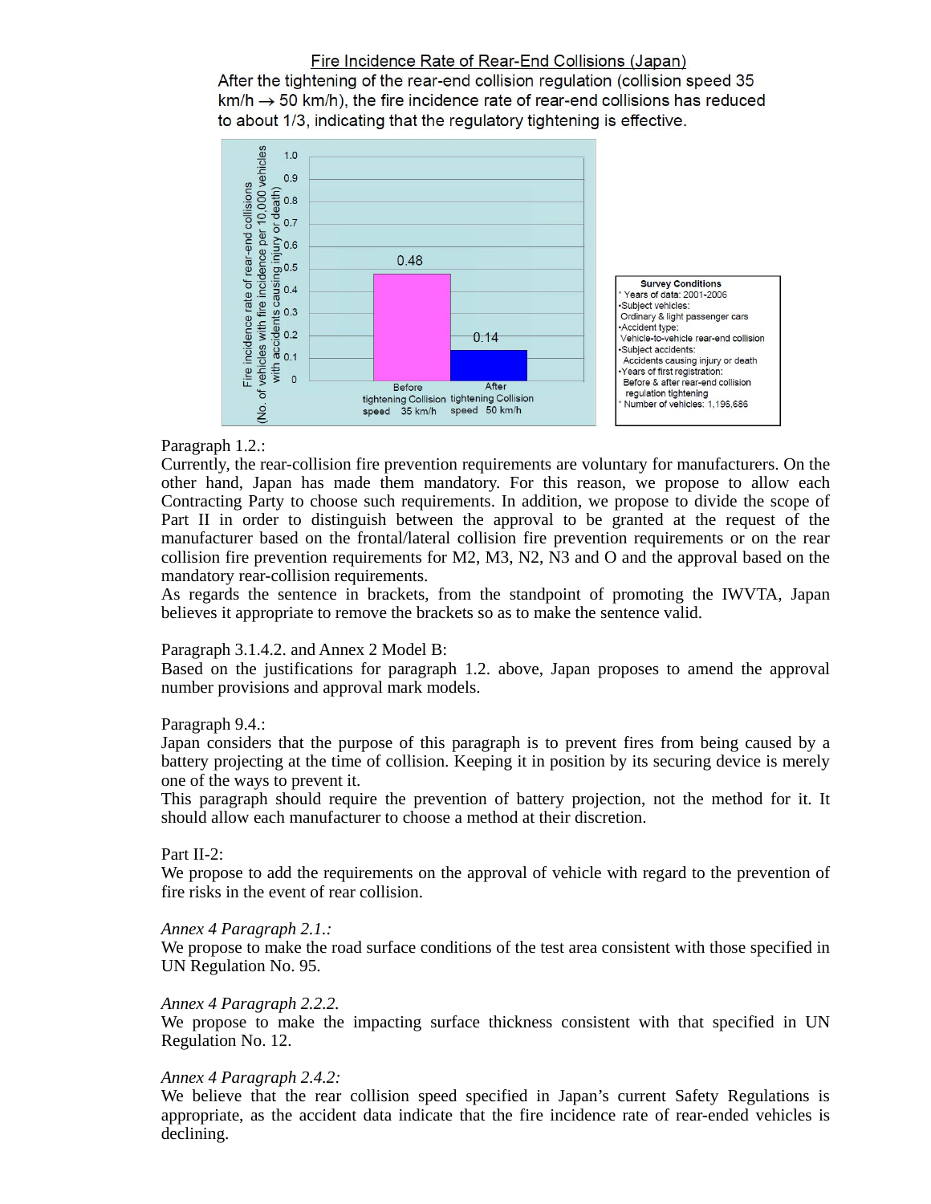Fire Incidence Rate of Rear-End Collisions (Japan)

After the tightening of the rear-end collision regulation (collision speed 35 km/h → 50 km/h), the fire incidence rate of rear-end collisions has reduced to about 1/3, indicating that the regulatory tightening is effective.

Fire incidence rate of rear-end collisions (No. of vehicles with fire incidence per 10,000 vehicles with accidents causing injury or death)

1.0
0.9
0.8
0.7
0.6
0.5
0.4
0.3
0.2
0.1
0

0.48
0.14

Before tightening Collision speed 35 km/h
After tightening Collision speed 50 km/h

Survey Conditions
* Years of data: 2001-2006
•Subject vehicles:
Ordinary & light passenger cars
•Accident type:
Vehicle-to-vehicle rear-end collision
•Subject accidents:
Accidents causing injury or death
•Years of first registration:
Before & after rear-end collision regulation tightening
* Number of vehicles: 1,196,686

Paragraph 1.2.:
Currently, the rear-collision fire prevention requirements are voluntary for manufacturers. On the other hand, Japan has made them mandatory. For this reason, we propose to allow each Contracting Party to choose such requirements. In addition, we propose to divide the scope of Part II in order to distinguish between the approval to be granted at the request of the manufacturer based on the frontal/lateral collision fire prevention requirements or on the rear collision fire prevention requirements for M2, M3, N2, N3 and O and the approval based on the mandatory rear-collision requirements.
As regards the sentence in brackets, from the standpoint of promoting the IWVTA, Japan believes it appropriate to remove the brackets so as to make the sentence valid.

Paragraph 3.1.4.2. and Annex 2 Model B:
Based on the justifications for paragraph 1.2. above, Japan proposes to amend the approval number provisions and approval mark models.

Paragraph 9.4.:
Japan considers that the purpose of this paragraph is to prevent fires from being caused by a battery projecting at the time of collision. Keeping it in position by its securing device is merely one of the ways to prevent it.
This paragraph should require the prevention of battery projection, not the method for it. It should allow each manufacturer to choose a method at their discretion.

Part II-2:
We propose to add the requirements on the approval of vehicle with regard to the prevention of fire risks in the event of rear collision.

*Annex 4 Paragraph 2.1.:*
We propose to make the road surface conditions of the test area consistent with those specified in UN Regulation No. 95.

*Annex 4 Paragraph 2.2.2.*
We propose to make the impacting surface thickness consistent with that specified in UN Regulation No. 12.

*Annex 4 Paragraph 2.4.2:*
We believe that the rear collision speed specified in Japan's current Safety Regulations is appropriate, as the accident data indicate that the fire incidence rate of rear-ended vehicles is declining.